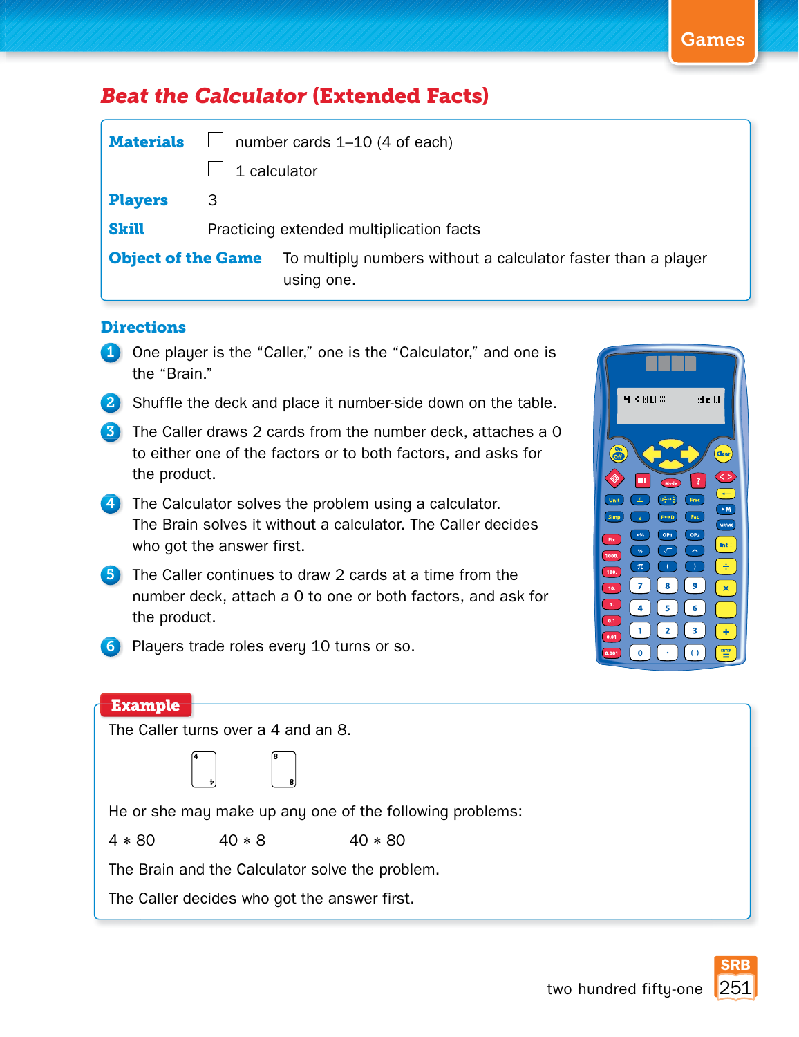Games

# *Beat the Calculator* (Extended Facts)

**Materials**
- ☐ number cards 1–10 (4 of each)
- ☐ 1 calculator

**Players** 3

**Skill** Practicing extended multiplication facts

**Object of the Game** To multiply numbers without a calculator faster than a player using one.

## Directions

1. One player is the “Caller,” one is the “Calculator,” and one is the “Brain.”
2. Shuffle the deck and place it number-side down on the table.
3. The Caller draws 2 cards from the number deck, attaches a 0 to either one of the factors or to both factors, and asks for the product.
4. The Calculator solves the problem using a calculator. The Brain solves it without a calculator. The Caller decides who got the answer first.
5. The Caller continues to draw 2 cards at a time from the number deck, attach a 0 to one or both factors, and ask for the product.
6. Players trade roles every 10 turns or so.

## Example

The Caller turns over a 4 and an 8.

He or she may make up any one of the following problems:

$4 * 80$ $40 * 8$ $40 * 80$

The Brain and the Calculator solve the problem.

The Caller decides who got the answer first.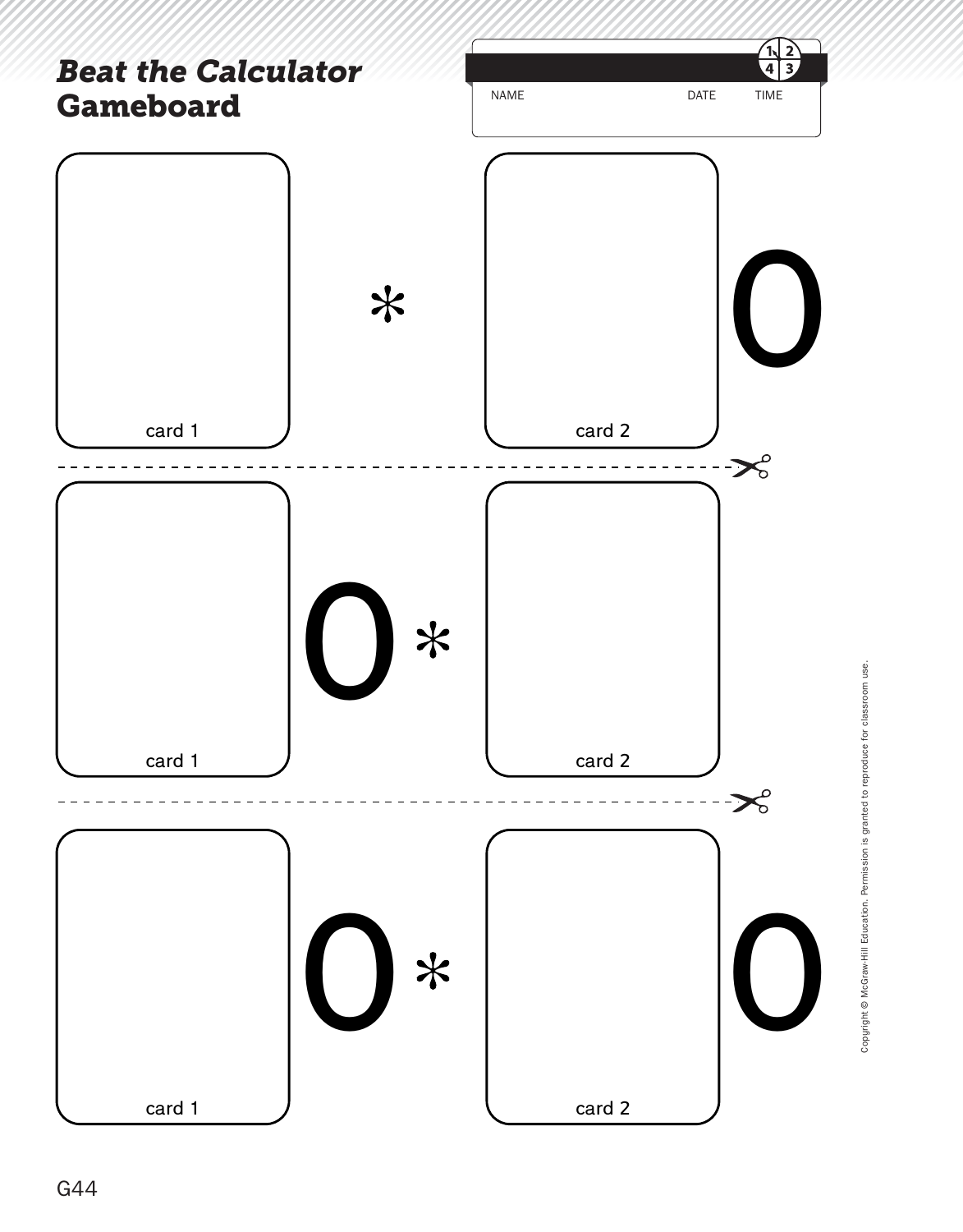# *Beat the Calculator* Gameboard

NAME DATE TIME

card 1 * card 2 0

card 1 0 * card 2

card 1 0 * card 2 0

Copyright © McGraw-Hill Education. Permission is granted to reproduce for classroom use.

G44